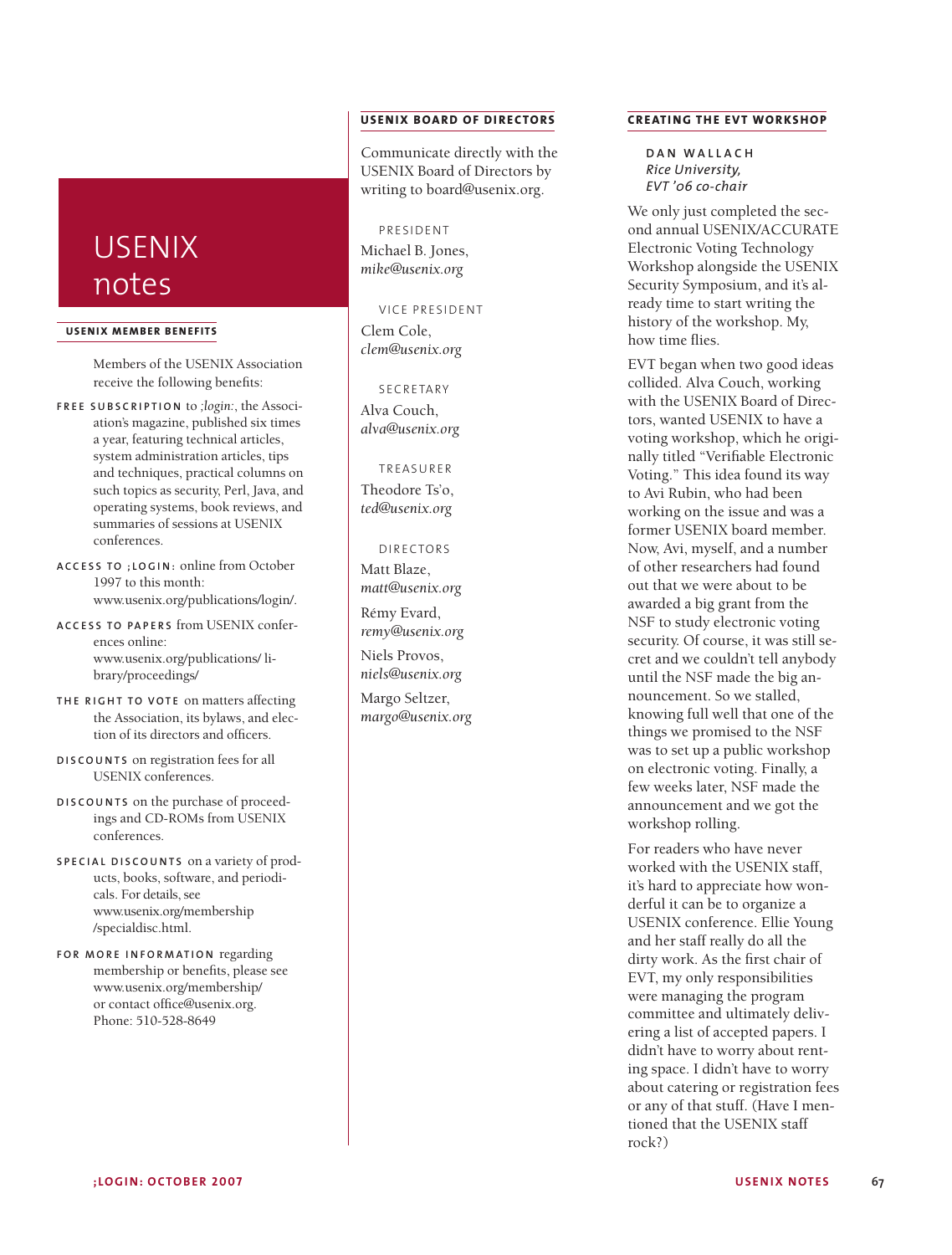# USENIX notes

## USENIX MEMBER BENEFITS

Members of the USENIX Association receive the following benefits:

**FREE SUBSCRIPTION** to *;login:*, the Association's magazine, published six times a year, featuring technical articles, system administration articles, tips and techniques, practical columns on such topics as security, Perl, Java, and operating systems, book reviews, and summaries of sessions at USENIX conferences.

**ACCESS TO ;LOGIN:** online from October 1997 to this month: www.usenix.org/publications/login/.

**ACCESS TO PAPERS** from USENIX conferences online: www.usenix.org/publications/library/proceedings/

**THE RIGHT TO VOTE** on matters affecting the Association, its bylaws, and election of its directors and officers.

**DISCOUNTS** on registration fees for all USENIX conferences.

**DISCOUNTS** on the purchase of proceedings and CD-ROMs from USENIX conferences.

**SPECIAL DISCOUNTS** on a variety of products, books, software, and periodicals. For details, see www.usenix.org/membership/specialdisc.html.

**FOR MORE INFORMATION** regarding membership or benefits, please see www.usenix.org/membership/ or contact office@usenix.org. Phone: 510-528-8649

## USENIX BOARD OF DIRECTORS

Communicate directly with the USENIX Board of Directors by writing to board@usenix.org.

PRESIDENT

Michael B. Jones, *mike@usenix.org*

VICE PRESIDENT

Clem Cole, *clem@usenix.org*

SECRETARY

Alva Couch, *alva@usenix.org*

TREASURER

Theodore Ts'o, *ted@usenix.org*

DIRECTORS

Matt Blaze, *matt@usenix.org*

Rémy Evard, *remy@usenix.org*

Niels Provos, *niels@usenix.org*

Margo Seltzer, *margo@usenix.org*

## CREATING THE EVT WORKSHOP

**DAN WALLACH**
*Rice University, EVT '06 co-chair*

We only just completed the second annual USENIX/ACCURATE Electronic Voting Technology Workshop alongside the USENIX Security Symposium, and it's already time to start writing the history of the workshop. My, how time flies.

EVT began when two good ideas collided. Alva Couch, working with the USENIX Board of Directors, wanted USENIX to have a voting workshop, which he originally titled "Verifiable Electronic Voting." This idea found its way to Avi Rubin, who had been working on the issue and was a former USENIX board member. Now, Avi, myself, and a number of other researchers had found out that we were about to be awarded a big grant from the NSF to study electronic voting security. Of course, it was still secret and we couldn't tell anybody until the NSF made the big announcement. So we stalled, knowing full well that one of the things we promised to the NSF was to set up a public workshop on electronic voting. Finally, a few weeks later, NSF made the announcement and we got the workshop rolling.

For readers who have never worked with the USENIX staff, it's hard to appreciate how wonderful it can be to organize a USENIX conference. Ellie Young and her staff really do all the dirty work. As the first chair of EVT, my only responsibilities were managing the program committee and ultimately delivering a list of accepted papers. I didn't have to worry about renting space. I didn't have to worry about catering or registration fees or any of that stuff. (Have I mentioned that the USENIX staff rock?)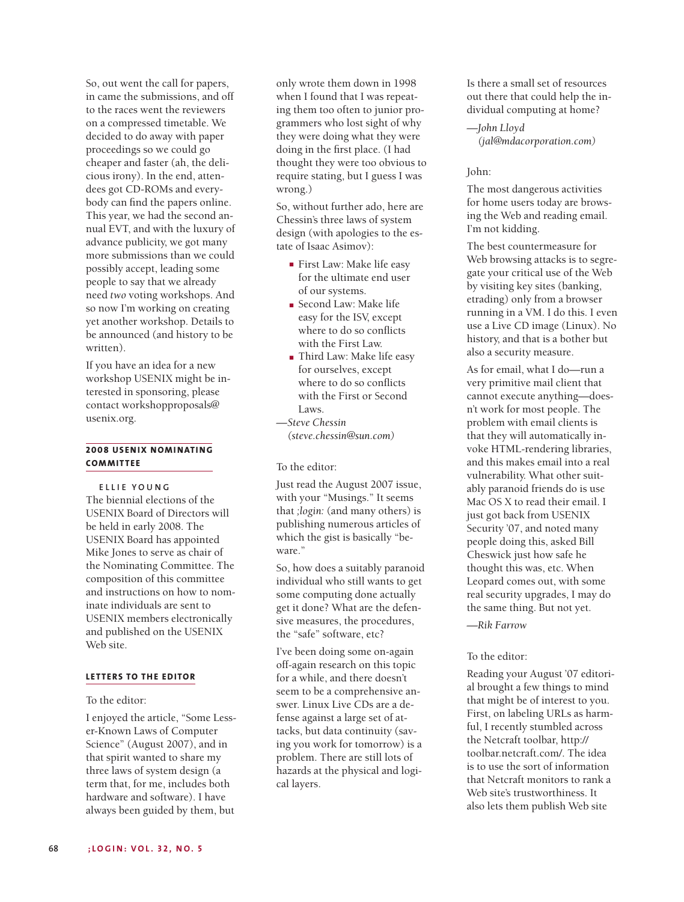So, out went the call for papers, in came the submissions, and off to the races went the reviewers on a compressed timetable. We decided to do away with paper proceedings so we could go cheaper and faster (ah, the delicious irony). In the end, attendees got CD-ROMs and everybody can find the papers online. This year, we had the second annual EVT, and with the luxury of advance publicity, we got many more submissions than we could possibly accept, leading some people to say that we already need *two* voting workshops. And so now I'm working on creating yet another workshop. Details to be announced (and history to be written).

If you have an idea for a new workshop USENIX might be interested in sponsoring, please contact workshopproposals@usenix.org.

## 2008 USENIX NOMINATING COMMITTEE

ELLIE YOUNG

The biennial elections of the USENIX Board of Directors will be held in early 2008. The USENIX Board has appointed Mike Jones to serve as chair of the Nominating Committee. The composition of this committee and instructions on how to nominate individuals are sent to USENIX members electronically and published on the USENIX Web site.

## LETTERS TO THE EDITOR

To the editor:

I enjoyed the article, "Some Lesser-Known Laws of Computer Science" (August 2007), and in that spirit wanted to share my three laws of system design (a term that, for me, includes both hardware and software). I have always been guided by them, but only wrote them down in 1998 when I found that I was repeating them too often to junior programmers who lost sight of why they were doing what they were doing in the first place. (I had thought they were too obvious to require stating, but I guess I was wrong.)

So, without further ado, here are Chessin's three laws of system design (with apologies to the estate of Isaac Asimov):

- First Law: Make life easy for the ultimate end user of our systems.
- Second Law: Make life easy for the ISV, except where to do so conflicts with the First Law.
- Third Law: Make life easy for ourselves, except where to do so conflicts with the First or Second Laws.

—*Steve Chessin (steve.chessin@sun.com)*

To the editor:

Just read the August 2007 issue, with your "Musings." It seems that *;login:* (and many others) is publishing numerous articles of which the gist is basically "beware."

So, how does a suitably paranoid individual who still wants to get some computing done actually get it done? What are the defensive measures, the procedures, the "safe" software, etc?

I've been doing some on-again off-again research on this topic for a while, and there doesn't seem to be a comprehensive answer. Linux Live CDs are a defense against a large set of attacks, but data continuity (saving you work for tomorrow) is a problem. There are still lots of hazards at the physical and logical layers.

Is there a small set of resources out there that could help the individual computing at home?

—*John Lloyd (jal@mdacorporation.com)*

John:

The most dangerous activities for home users today are browsing the Web and reading email. I'm not kidding.

The best countermeasure for Web browsing attacks is to segregate your critical use of the Web by visiting key sites (banking, etrading) only from a browser running in a VM. I do this. I even use a Live CD image (Linux). No history, and that is a bother but also a security measure.

As for email, what I do—run a very primitive mail client that cannot execute anything—doesn't work for most people. The problem with email clients is that they will automatically invoke HTML-rendering libraries, and this makes email into a real vulnerability. What other suitably paranoid friends do is use Mac OS X to read their email. I just got back from USENIX Security '07, and noted many people doing this, asked Bill Cheswick just how safe he thought this was, etc. When Leopard comes out, with some real security upgrades, I may do the same thing. But not yet.

—*Rik Farrow*

To the editor:

Reading your August '07 editorial brought a few things to mind that might be of interest to you. First, on labeling URLs as harmful, I recently stumbled across the Netcraft toolbar, http://toolbar.netcraft.com/. The idea is to use the sort of information that Netcraft monitors to rank a Web site's trustworthiness. It also lets them publish Web site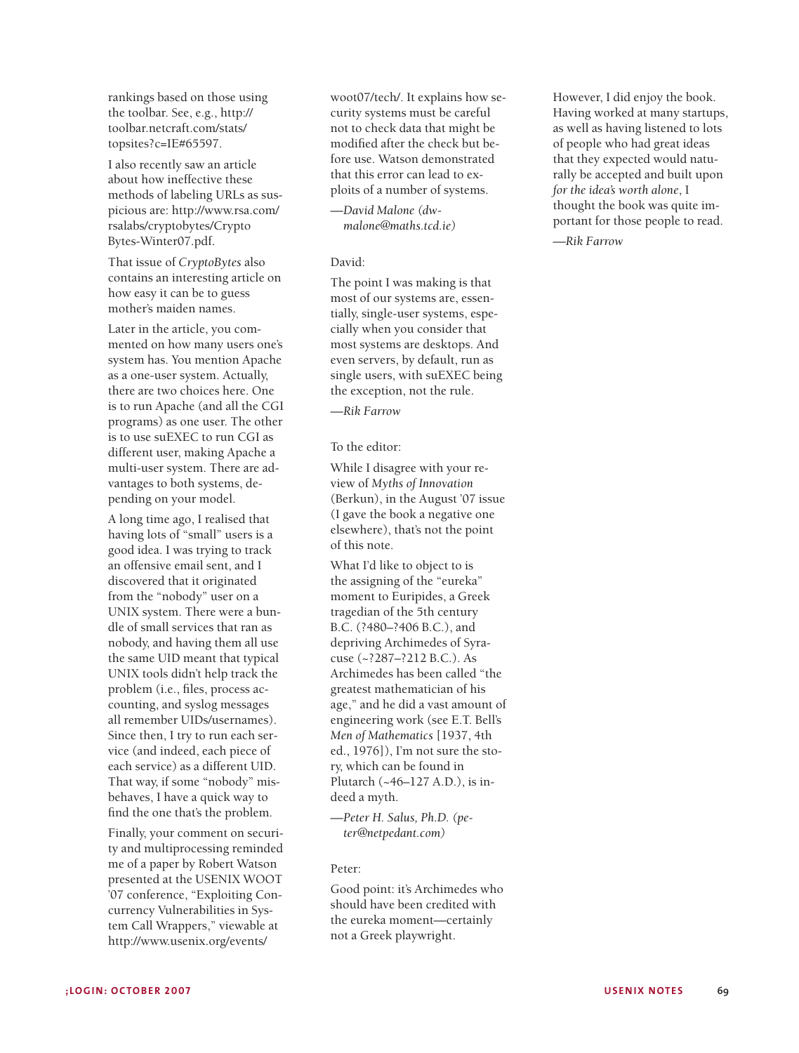rankings based on those using the toolbar. See, e.g., http://toolbar.netcraft.com/stats/topsites?c=IE#65597.

I also recently saw an article about how ineffective these methods of labeling URLs as suspicious are: http://www.rsa.com/rsalabs/cryptobytes/CryptoBytes-Winter07.pdf.

That issue of *CryptoBytes* also contains an interesting article on how easy it can be to guess mother's maiden names.

Later in the article, you commented on how many users one's system has. You mention Apache as a one-user system. Actually, there are two choices here. One is to run Apache (and all the CGI programs) as one user. The other is to use suEXEC to run CGI as different user, making Apache a multi-user system. There are advantages to both systems, depending on your model.

A long time ago, I realised that having lots of "small" users is a good idea. I was trying to track an offensive email sent, and I discovered that it originated from the "nobody" user on a UNIX system. There were a bundle of small services that ran as nobody, and having them all use the same UID meant that typical UNIX tools didn't help track the problem (i.e., files, process accounting, and syslog messages all remember UIDs/usernames). Since then, I try to run each service (and indeed, each piece of each service) as a different UID. That way, if some "nobody" misbehaves, I have a quick way to find the one that's the problem.

Finally, your comment on security and multiprocessing reminded me of a paper by Robert Watson presented at the USENIX WOOT '07 conference, "Exploiting Concurrency Vulnerabilities in System Call Wrappers," viewable at http://www.usenix.org/events/woot07/tech/. It explains how security systems must be careful not to check data that might be modified after the check but before use. Watson demonstrated that this error can lead to exploits of a number of systems.

*—David Malone (dwmalone@maths.tcd.ie)*

David:

The point I was making is that most of our systems are, essentially, single-user systems, especially when you consider that most systems are desktops. And even servers, by default, run as single users, with suEXEC being the exception, not the rule.

*—Rik Farrow*

To the editor:

While I disagree with your review of *Myths of Innovation* (Berkun), in the August '07 issue (I gave the book a negative one elsewhere), that's not the point of this note.

What I'd like to object to is the assigning of the "eureka" moment to Euripides, a Greek tragedian of the 5th century B.C. (?480–?406 B.C.), and depriving Archimedes of Syracuse (~?287–?212 B.C.). As Archimedes has been called "the greatest mathematician of his age," and he did a vast amount of engineering work (see E.T. Bell's *Men of Mathematics* [1937, 4th ed., 1976]), I'm not sure the story, which can be found in Plutarch (~46–127 A.D.), is indeed a myth.

*—Peter H. Salus, Ph.D. (peter@netpedant.com)*

Peter:

Good point: it's Archimedes who should have been credited with the eureka moment—certainly not a Greek playwright.

However, I did enjoy the book. Having worked at many startups, as well as having listened to lots of people who had great ideas that they expected would naturally be accepted and built upon *for the idea's worth alone*, I thought the book was quite important for those people to read.

*—Rik Farrow*